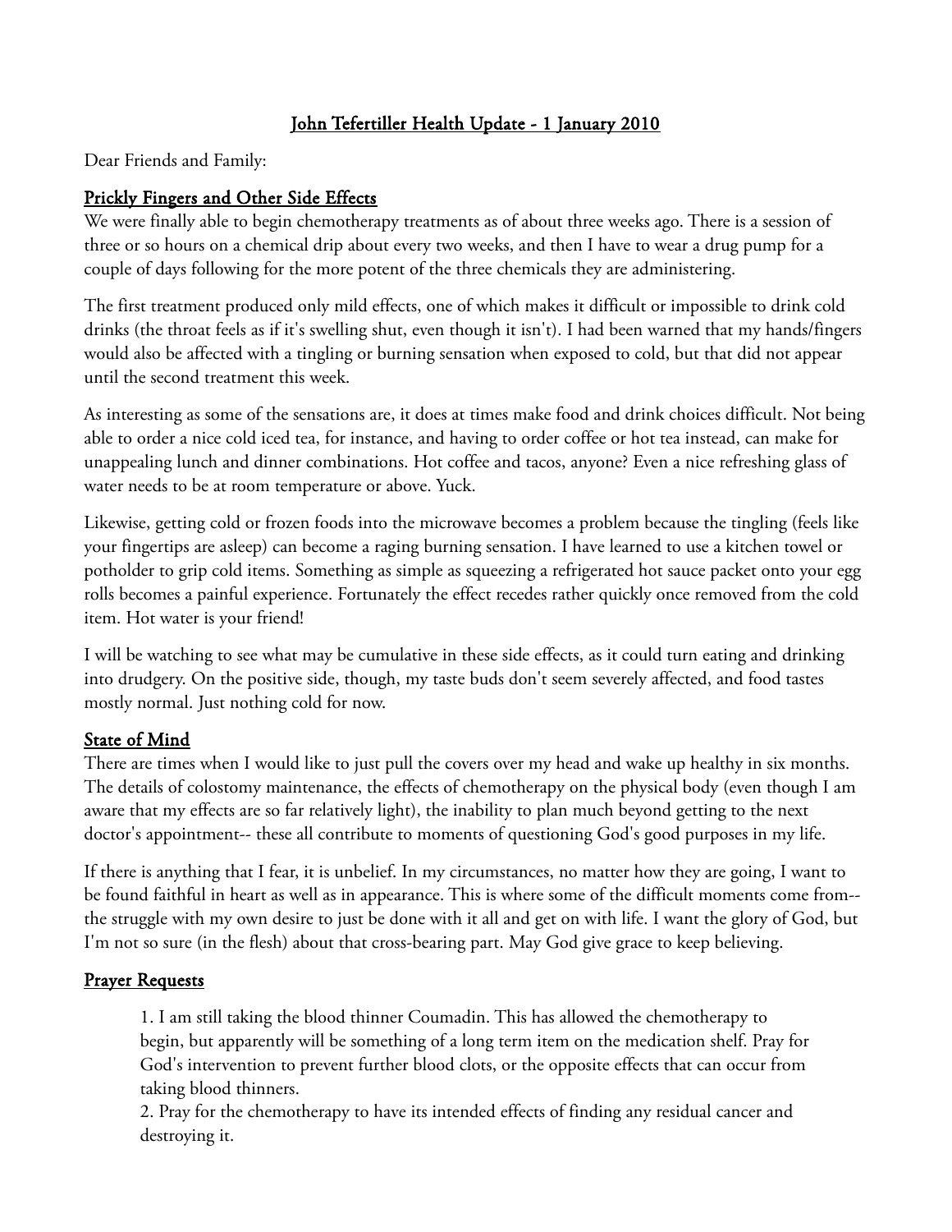# John Tefertiller Health Update - 1 January 2010

Dear Friends and Family:

## Prickly Fingers and Other Side Effects

We were finally able to begin chemotherapy treatments as of about three weeks ago. There is a session of three or so hours on a chemical drip about every two weeks, and then I have to wear a drug pump for a couple of days following for the more potent of the three chemicals they are administering.

The first treatment produced only mild effects, one of which makes it difficult or impossible to drink cold drinks (the throat feels as if it's swelling shut, even though it isn't). I had been warned that my hands/fingers would also be affected with a tingling or burning sensation when exposed to cold, but that did not appear until the second treatment this week.

As interesting as some of the sensations are, it does at times make food and drink choices difficult. Not being able to order a nice cold iced tea, for instance, and having to order coffee or hot tea instead, can make for unappealing lunch and dinner combinations. Hot coffee and tacos, anyone? Even a nice refreshing glass of water needs to be at room temperature or above. Yuck.

Likewise, getting cold or frozen foods into the microwave becomes a problem because the tingling (feels like your fingertips are asleep) can become a raging burning sensation. I have learned to use a kitchen towel or potholder to grip cold items. Something as simple as squeezing a refrigerated hot sauce packet onto your egg rolls becomes a painful experience. Fortunately the effect recedes rather quickly once removed from the cold item. Hot water is your friend!

I will be watching to see what may be cumulative in these side effects, as it could turn eating and drinking into drudgery. On the positive side, though, my taste buds don't seem severely affected, and food tastes mostly normal. Just nothing cold for now.

## State of Mind

There are times when I would like to just pull the covers over my head and wake up healthy in six months. The details of colostomy maintenance, the effects of chemotherapy on the physical body (even though I am aware that my effects are so far relatively light), the inability to plan much beyond getting to the next doctor's appointment-- these all contribute to moments of questioning God's good purposes in my life.

If there is anything that I fear, it is unbelief. In my circumstances, no matter how they are going, I want to be found faithful in heart as well as in appearance. This is where some of the difficult moments come from-- the struggle with my own desire to just be done with it all and get on with life. I want the glory of God, but I'm not so sure (in the flesh) about that cross-bearing part. May God give grace to keep believing.

## Prayer Requests

1. I am still taking the blood thinner Coumadin. This has allowed the chemotherapy to begin, but apparently will be something of a long term item on the medication shelf. Pray for God's intervention to prevent further blood clots, or the opposite effects that can occur from taking blood thinners.
2. Pray for the chemotherapy to have its intended effects of finding any residual cancer and destroying it.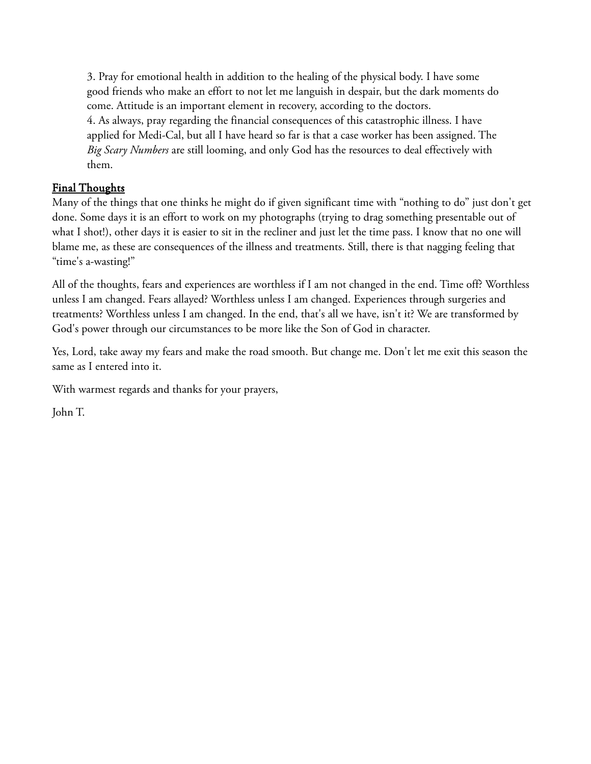3. Pray for emotional health in addition to the healing of the physical body. I have some good friends who make an effort to not let me languish in despair, but the dark moments do come. Attitude is an important element in recovery, according to the doctors.

4. As always, pray regarding the financial consequences of this catastrophic illness. I have applied for Medi-Cal, but all I have heard so far is that a case worker has been assigned. The *Big Scary Numbers* are still looming, and only God has the resources to deal effectively with them.

## Final Thoughts

Many of the things that one thinks he might do if given significant time with "nothing to do" just don't get done. Some days it is an effort to work on my photographs (trying to drag something presentable out of what I shot!), other days it is easier to sit in the recliner and just let the time pass. I know that no one will blame me, as these are consequences of the illness and treatments. Still, there is that nagging feeling that "time's a-wasting!"

All of the thoughts, fears and experiences are worthless if I am not changed in the end. Time off? Worthless unless I am changed. Fears allayed? Worthless unless I am changed. Experiences through surgeries and treatments? Worthless unless I am changed. In the end, that's all we have, isn't it? We are transformed by God's power through our circumstances to be more like the Son of God in character.

Yes, Lord, take away my fears and make the road smooth. But change me. Don't let me exit this season the same as I entered into it.

With warmest regards and thanks for your prayers,

John T.